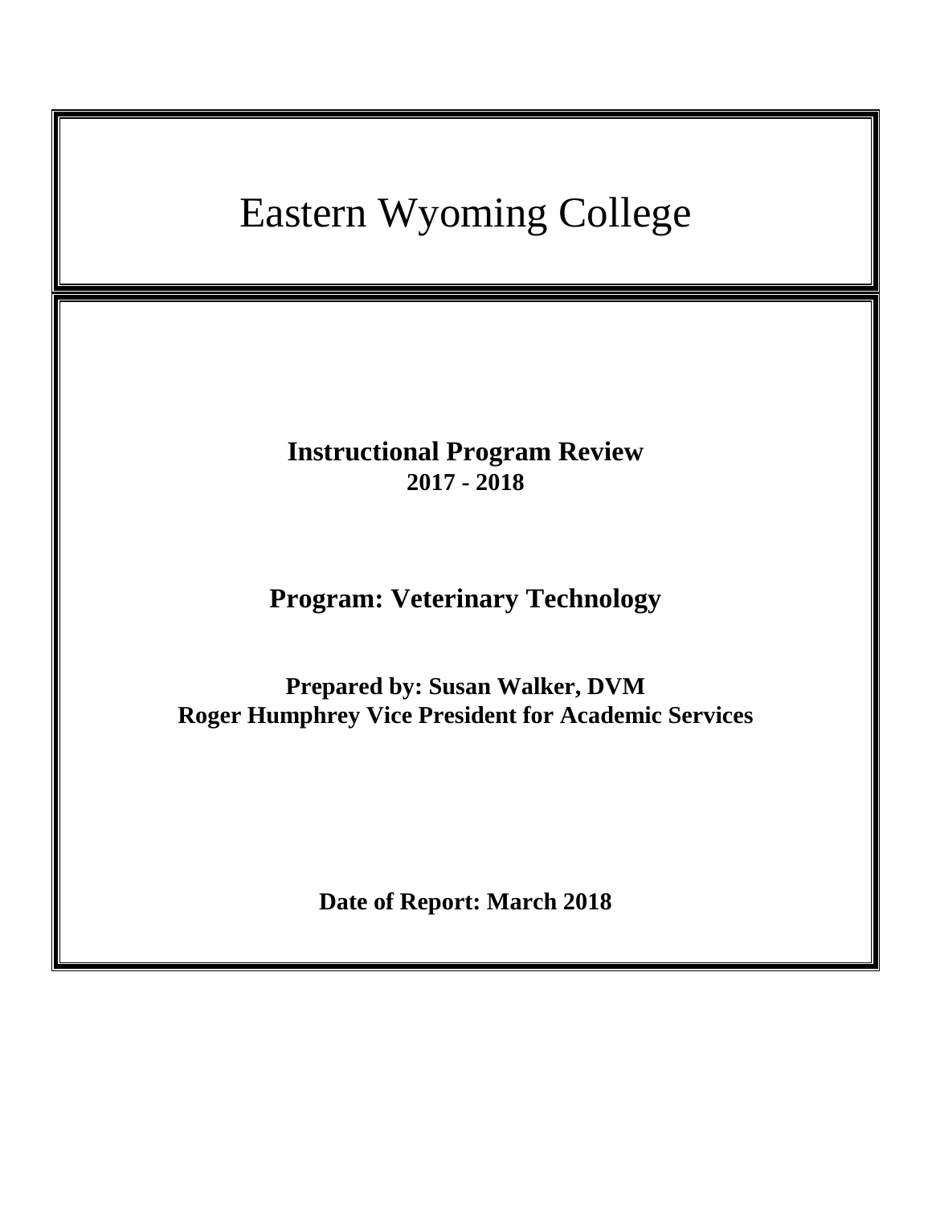# Eastern Wyoming College

**Instructional Program Review**
**2017 - 2018**

**Program: Veterinary Technology**

**Prepared by: Susan Walker, DVM**
**Roger Humphrey Vice President for Academic Services**

**Date of Report: March 2018**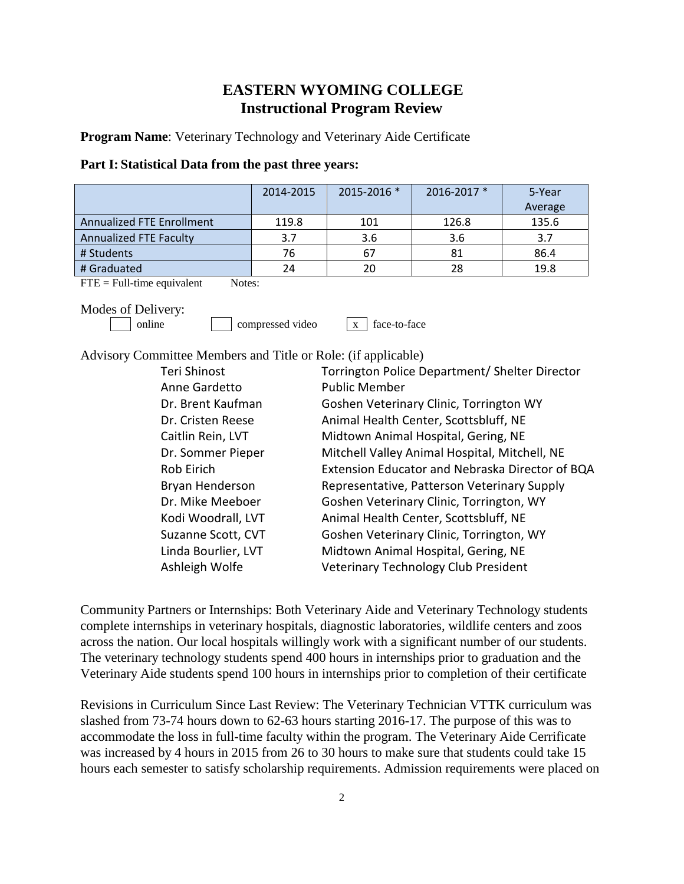# EASTERN WYOMING COLLEGE
## Instructional Program Review

**Program Name**: Veterinary Technology and Veterinary Aide Certificate

**Part I: Statistical Data from the past three years:**

| | 2014-2015 | 2015-2016 * | 2016-2017 * | 5-Year Average |
|---|---|---|---|---|
| Annualized FTE Enrollment | 119.8 | 101 | 126.8 | 135.6 |
| Annualized FTE Faculty | 3.7 | 3.6 | 3.6 | 3.7 |
| # Students | 76 | 67 | 81 | 86.4 |
| # Graduated | 24 | 20 | 28 | 19.8 |

FTE = Full-time equivalent        Notes:

Modes of Delivery:

[ ] online        [ ] compressed video        [x] face-to-face

Advisory Committee Members and Title or Role: (if applicable)

| | |
|---|---|
| Teri Shinost | Torrington Police Department/ Shelter Director |
| Anne Gardetto | Public Member |
| Dr. Brent Kaufman | Goshen Veterinary Clinic, Torrington WY |
| Dr. Cristen Reese | Animal Health Center, Scottsbluff, NE |
| Caitlin Rein, LVT | Midtown Animal Hospital, Gering, NE |
| Dr. Sommer Pieper | Mitchell Valley Animal Hospital, Mitchell, NE |
| Rob Eirich | Extension Educator and Nebraska Director of BQA |
| Bryan Henderson | Representative, Patterson Veterinary Supply |
| Dr. Mike Meeboer | Goshen Veterinary Clinic, Torrington, WY |
| Kodi Woodrall, LVT | Animal Health Center, Scottsbluff, NE |
| Suzanne Scott, CVT | Goshen Veterinary Clinic, Torrington, WY |
| Linda Bourlier, LVT | Midtown Animal Hospital, Gering, NE |
| Ashleigh Wolfe | Veterinary Technology Club President |

Community Partners or Internships: Both Veterinary Aide and Veterinary Technology students complete internships in veterinary hospitals, diagnostic laboratories, wildlife centers and zoos across the nation. Our local hospitals willingly work with a significant number of our students. The veterinary technology students spend 400 hours in internships prior to graduation and the Veterinary Aide students spend 100 hours in internships prior to completion of their certificate

Revisions in Curriculum Since Last Review: The Veterinary Technician VTTK curriculum was slashed from 73-74 hours down to 62-63 hours starting 2016-17. The purpose of this was to accommodate the loss in full-time faculty within the program. The Veterinary Aide Cerrificate was increased by 4 hours in 2015 from 26 to 30 hours to make sure that students could take 15 hours each semester to satisfy scholarship requirements. Admission requirements were placed on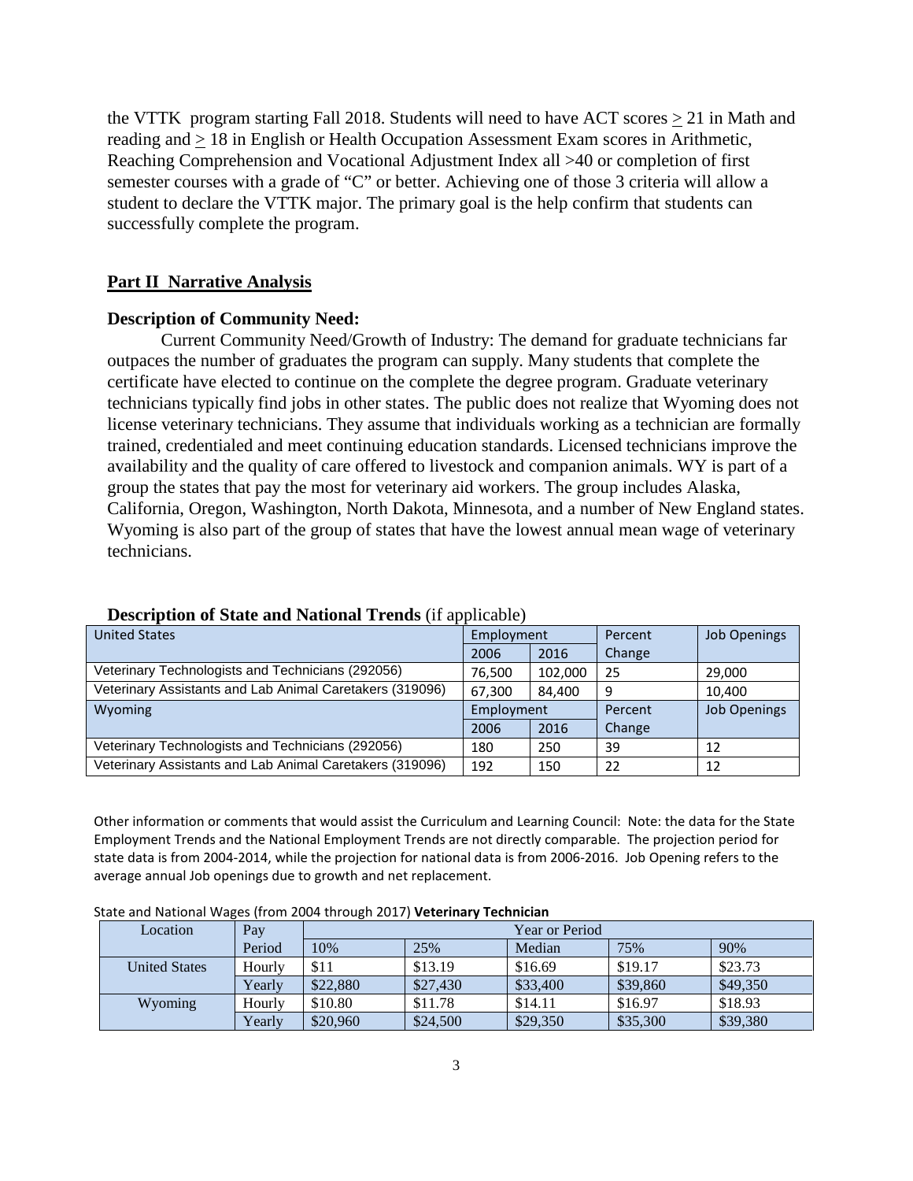the VTTK program starting Fall 2018. Students will need to have ACT scores $\geq$ 21 in Math and reading and $\geq$ 18 in English or Health Occupation Assessment Exam scores in Arithmetic, Reaching Comprehension and Vocational Adjustment Index all >40 or completion of first semester courses with a grade of "C" or better. Achieving one of those 3 criteria will allow a student to declare the VTTK major. The primary goal is the help confirm that students can successfully complete the program.

## Part II Narrative Analysis

### Description of Community Need:

Current Community Need/Growth of Industry: The demand for graduate technicians far outpaces the number of graduates the program can supply. Many students that complete the certificate have elected to continue on the complete the degree program. Graduate veterinary technicians typically find jobs in other states. The public does not realize that Wyoming does not license veterinary technicians. They assume that individuals working as a technician are formally trained, credentialed and meet continuing education standards. Licensed technicians improve the availability and the quality of care offered to livestock and companion animals. WY is part of a group the states that pay the most for veterinary aid workers. The group includes Alaska, California, Oregon, Washington, North Dakota, Minnesota, and a number of New England states. Wyoming is also part of the group of states that have the lowest annual mean wage of veterinary technicians.

**Description of State and National Trends** (if applicable)

| United States | Employment | | Percent Change | Job Openings |
|---|---|---|---|---|
| | 2006 | 2016 | | |
| Veterinary Technologists and Technicians (292056) | 76,500 | 102,000 | 25 | 29,000 |
| Veterinary Assistants and Lab Animal Caretakers (319096) | 67,300 | 84,400 | 9 | 10,400 |
| **Wyoming** | **Employment** | | **Percent Change** | **Job Openings** |
| | 2006 | 2016 | | |
| Veterinary Technologists and Technicians (292056) | 180 | 250 | 39 | 12 |
| Veterinary Assistants and Lab Animal Caretakers (319096) | 192 | 150 | 22 | 12 |

Other information or comments that would assist the Curriculum and Learning Council: Note: the data for the State Employment Trends and the National Employment Trends are not directly comparable. The projection period for state data is from 2004-2014, while the projection for national data is from 2006-2016. Job Opening refers to the average annual Job openings due to growth and net replacement.

State and National Wages (from 2004 through 2017) **Veterinary Technician**

| Location | Pay Period | Year or Period | | | | |
|---|---|---|---|---|---|---|
| | | 10% | 25% | Median | 75% | 90% |
| United States | Hourly | $11 | $13.19 | $16.69 | $19.17 | $23.73 |
| | Yearly | $22,880 | $27,430 | $33,400 | $39,860 | $49,350 |
| Wyoming | Hourly | $10.80 | $11.78 | $14.11 | $16.97 | $18.93 |
| | Yearly | $20,960 | $24,500 | $29,350 | $35,300 | $39,380 |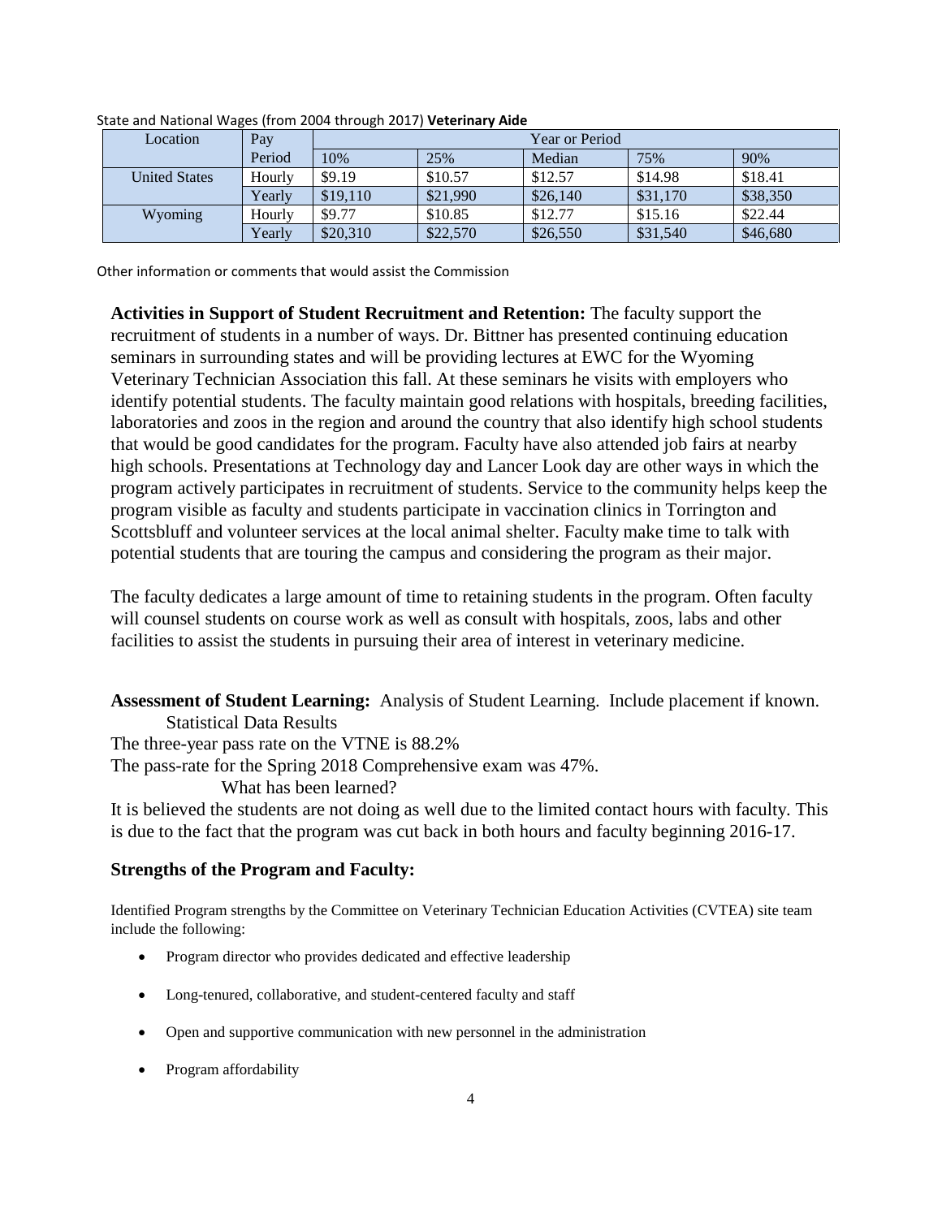State and National Wages (from 2004 through 2017) **Veterinary Aide**

| Location | Pay Period | Year or Period | | | | |
|---|---|---|---|---|---|---|
| | | 10% | 25% | Median | 75% | 90% |
| United States | Hourly | $9.19 | $10.57 | $12.57 | $14.98 | $18.41 |
| | Yearly | $19,110 | $21,990 | $26,140 | $31,170 | $38,350 |
| Wyoming | Hourly | $9.77 | $10.85 | $12.77 | $15.16 | $22.44 |
| | Yearly | $20,310 | $22,570 | $26,550 | $31,540 | $46,680 |

Other information or comments that would assist the Commission

**Activities in Support of Student Recruitment and Retention:** The faculty support the recruitment of students in a number of ways. Dr. Bittner has presented continuing education seminars in surrounding states and will be providing lectures at EWC for the Wyoming Veterinary Technician Association this fall. At these seminars he visits with employers who identify potential students. The faculty maintain good relations with hospitals, breeding facilities, laboratories and zoos in the region and around the country that also identify high school students that would be good candidates for the program. Faculty have also attended job fairs at nearby high schools. Presentations at Technology day and Lancer Look day are other ways in which the program actively participates in recruitment of students. Service to the community helps keep the program visible as faculty and students participate in vaccination clinics in Torrington and Scottsbluff and volunteer services at the local animal shelter. Faculty make time to talk with potential students that are touring the campus and considering the program as their major.

The faculty dedicates a large amount of time to retaining students in the program. Often faculty will counsel students on course work as well as consult with hospitals, zoos, labs and other facilities to assist the students in pursuing their area of interest in veterinary medicine.

**Assessment of Student Learning:** Analysis of Student Learning. Include placement if known.

Statistical Data Results

The three-year pass rate on the VTNE is 88.2%

The pass-rate for the Spring 2018 Comprehensive exam was 47%.

What has been learned?

It is believed the students are not doing as well due to the limited contact hours with faculty. This is due to the fact that the program was cut back in both hours and faculty beginning 2016-17.

**Strengths of the Program and Faculty:**

Identified Program strengths by the Committee on Veterinary Technician Education Activities (CVTEA) site team include the following:

- Program director who provides dedicated and effective leadership
- Long-tenured, collaborative, and student-centered faculty and staff
- Open and supportive communication with new personnel in the administration
- Program affordability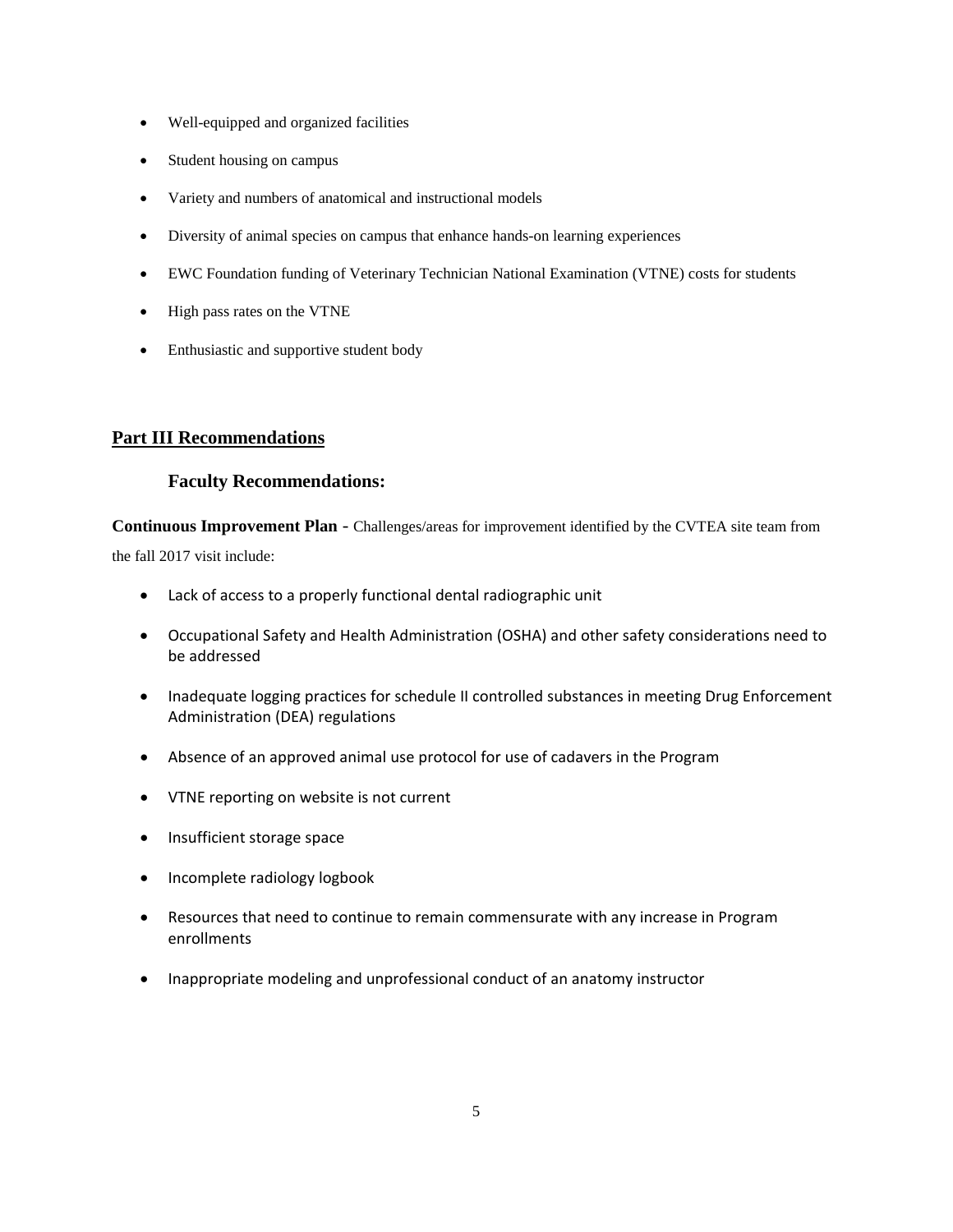- Well-equipped and organized facilities
- Student housing on campus
- Variety and numbers of anatomical and instructional models
- Diversity of animal species on campus that enhance hands-on learning experiences
- EWC Foundation funding of Veterinary Technician National Examination (VTNE) costs for students
- High pass rates on the VTNE
- Enthusiastic and supportive student body

## Part III Recommendations

### Faculty Recommendations:

**Continuous Improvement Plan** - Challenges/areas for improvement identified by the CVTEA site team from the fall 2017 visit include:

- Lack of access to a properly functional dental radiographic unit
- Occupational Safety and Health Administration (OSHA) and other safety considerations need to be addressed
- Inadequate logging practices for schedule II controlled substances in meeting Drug Enforcement Administration (DEA) regulations
- Absence of an approved animal use protocol for use of cadavers in the Program
- VTNE reporting on website is not current
- Insufficient storage space
- Incomplete radiology logbook
- Resources that need to continue to remain commensurate with any increase in Program enrollments
- Inappropriate modeling and unprofessional conduct of an anatomy instructor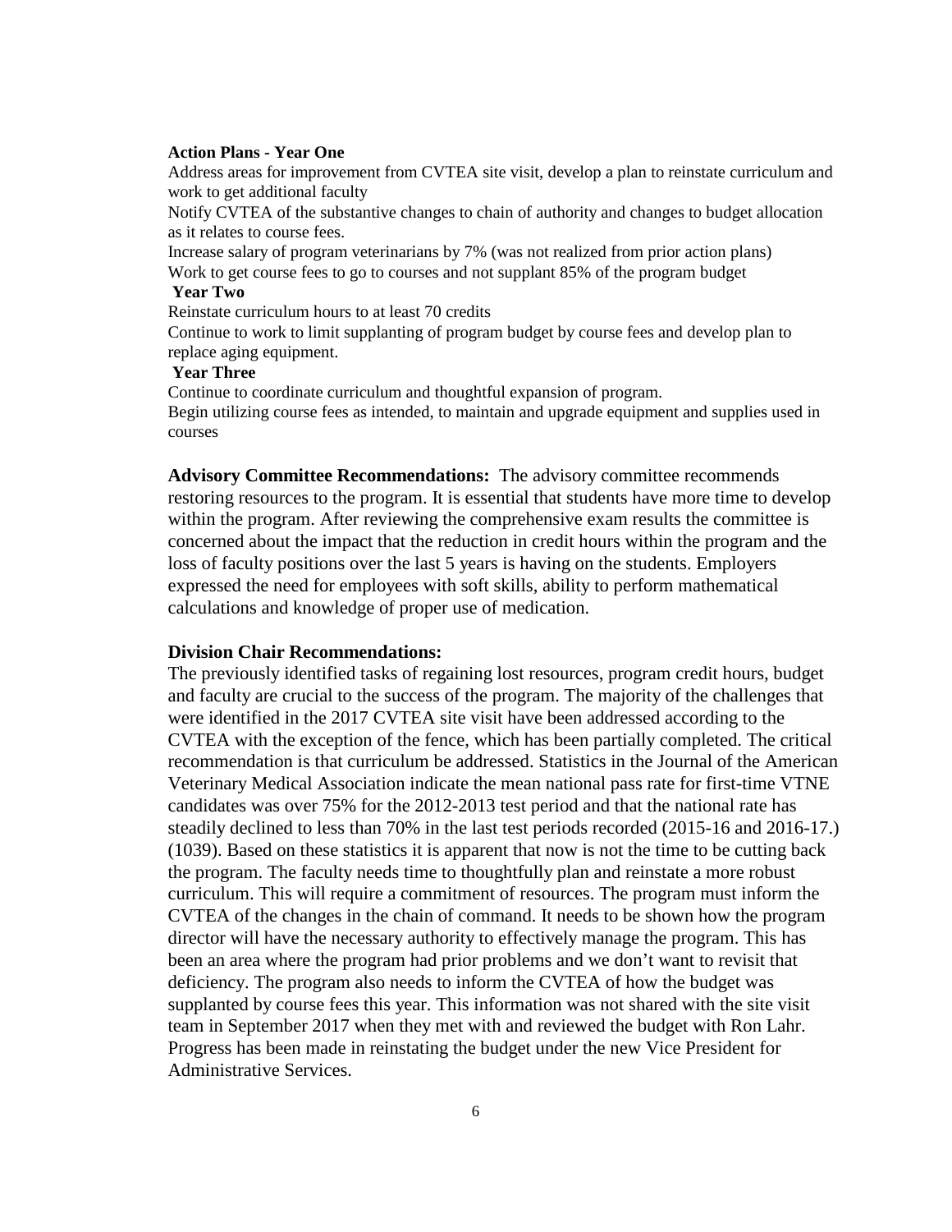**Action Plans - Year One**

Address areas for improvement from CVTEA site visit, develop a plan to reinstate curriculum and work to get additional faculty

Notify CVTEA of the substantive changes to chain of authority and changes to budget allocation as it relates to course fees.

Increase salary of program veterinarians by 7% (was not realized from prior action plans)

Work to get course fees to go to courses and not supplant 85% of the program budget

**Year Two**

Reinstate curriculum hours to at least 70 credits

Continue to work to limit supplanting of program budget by course fees and develop plan to replace aging equipment.

**Year Three**

Continue to coordinate curriculum and thoughtful expansion of program.

Begin utilizing course fees as intended, to maintain and upgrade equipment and supplies used in courses

**Advisory Committee Recommendations:** The advisory committee recommends restoring resources to the program. It is essential that students have more time to develop within the program. After reviewing the comprehensive exam results the committee is concerned about the impact that the reduction in credit hours within the program and the loss of faculty positions over the last 5 years is having on the students. Employers expressed the need for employees with soft skills, ability to perform mathematical calculations and knowledge of proper use of medication.

**Division Chair Recommendations:**

The previously identified tasks of regaining lost resources, program credit hours, budget and faculty are crucial to the success of the program. The majority of the challenges that were identified in the 2017 CVTEA site visit have been addressed according to the CVTEA with the exception of the fence, which has been partially completed. The critical recommendation is that curriculum be addressed. Statistics in the Journal of the American Veterinary Medical Association indicate the mean national pass rate for first-time VTNE candidates was over 75% for the 2012-2013 test period and that the national rate has steadily declined to less than 70% in the last test periods recorded (2015-16 and 2016-17.) (1039). Based on these statistics it is apparent that now is not the time to be cutting back the program. The faculty needs time to thoughtfully plan and reinstate a more robust curriculum. This will require a commitment of resources. The program must inform the CVTEA of the changes in the chain of command. It needs to be shown how the program director will have the necessary authority to effectively manage the program. This has been an area where the program had prior problems and we don't want to revisit that deficiency. The program also needs to inform the CVTEA of how the budget was supplanted by course fees this year. This information was not shared with the site visit team in September 2017 when they met with and reviewed the budget with Ron Lahr. Progress has been made in reinstating the budget under the new Vice President for Administrative Services.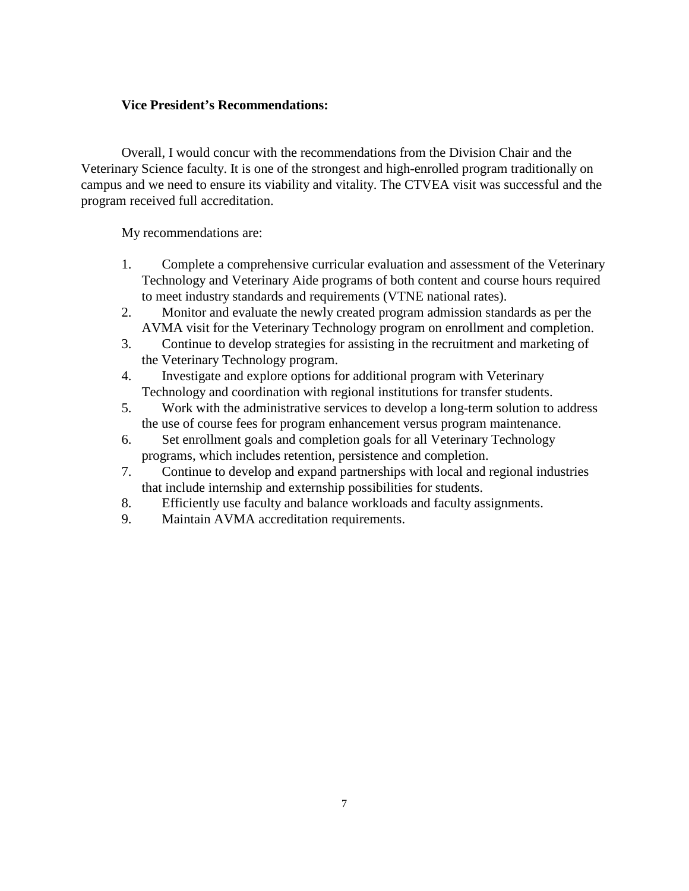**Vice President's Recommendations:**

Overall, I would concur with the recommendations from the Division Chair and the Veterinary Science faculty. It is one of the strongest and high-enrolled program traditionally on campus and we need to ensure its viability and vitality. The CTVEA visit was successful and the program received full accreditation.

My recommendations are:

1. Complete a comprehensive curricular evaluation and assessment of the Veterinary Technology and Veterinary Aide programs of both content and course hours required to meet industry standards and requirements (VTNE national rates).
2. Monitor and evaluate the newly created program admission standards as per the AVMA visit for the Veterinary Technology program on enrollment and completion.
3. Continue to develop strategies for assisting in the recruitment and marketing of the Veterinary Technology program.
4. Investigate and explore options for additional program with Veterinary Technology and coordination with regional institutions for transfer students.
5. Work with the administrative services to develop a long-term solution to address the use of course fees for program enhancement versus program maintenance.
6. Set enrollment goals and completion goals for all Veterinary Technology programs, which includes retention, persistence and completion.
7. Continue to develop and expand partnerships with local and regional industries that include internship and externship possibilities for students.
8. Efficiently use faculty and balance workloads and faculty assignments.
9. Maintain AVMA accreditation requirements.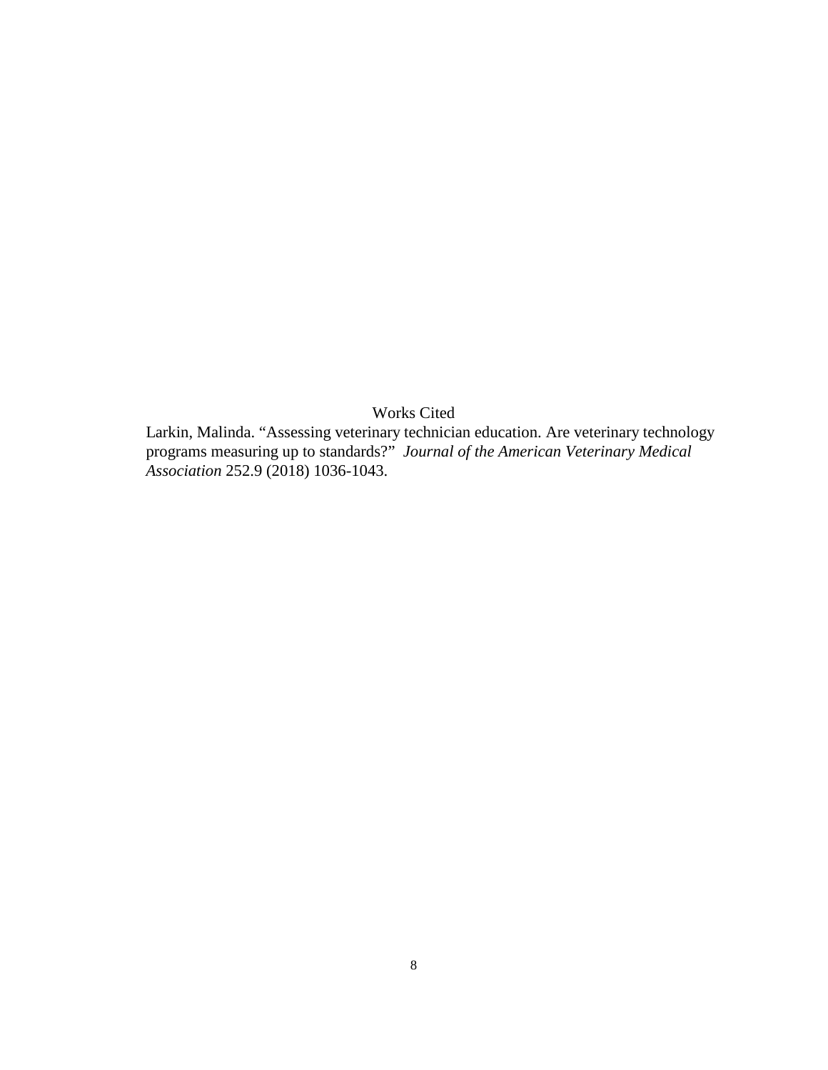# Works Cited

Larkin, Malinda. "Assessing veterinary technician education. Are veterinary technology programs measuring up to standards?" *Journal of the American Veterinary Medical Association* 252.9 (2018) 1036-1043.